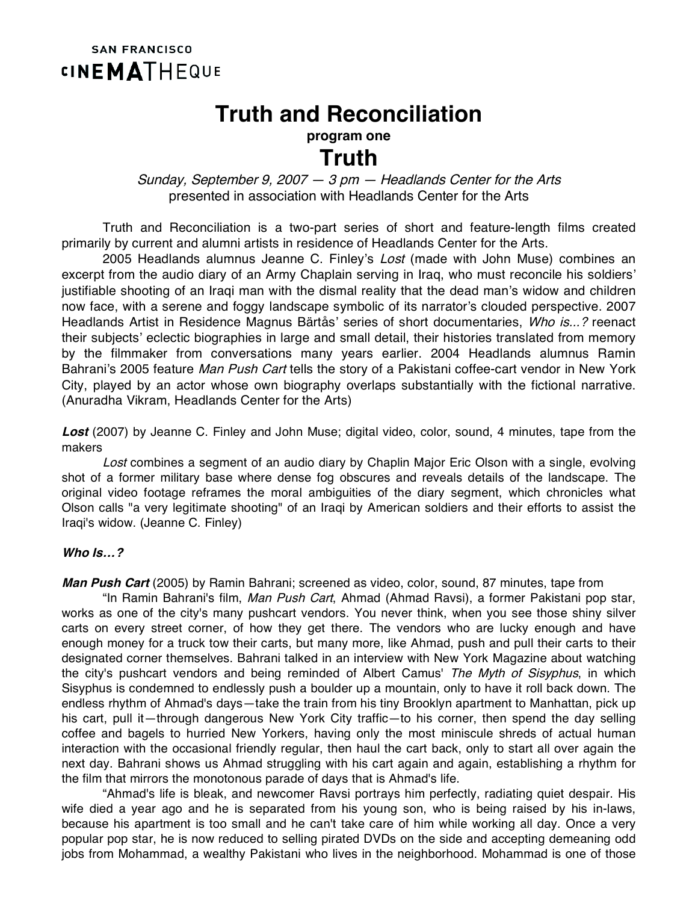SAN FRANCISCO
CINEMATHEQUE

# Truth and Reconciliation

**program one**

# Truth

*Sunday, September 9, 2007 — 3 pm — Headlands Center for the Arts*
presented in association with Headlands Center for the Arts

Truth and Reconciliation is a two-part series of short and feature-length films created primarily by current and alumni artists in residence of Headlands Center for the Arts.

2005 Headlands alumnus Jeanne C. Finley's *Lost* (made with John Muse) combines an excerpt from the audio diary of an Army Chaplain serving in Iraq, who must reconcile his soldiers' justifiable shooting of an Iraqi man with the dismal reality that the dead man's widow and children now face, with a serene and foggy landscape symbolic of its narrator's clouded perspective. 2007 Headlands Artist in Residence Magnus Bärtås' series of short documentaries, *Who is...?* reenact their subjects' eclectic biographies in large and small detail, their histories translated from memory by the filmmaker from conversations many years earlier. 2004 Headlands alumnus Ramin Bahrani's 2005 feature *Man Push Cart* tells the story of a Pakistani coffee-cart vendor in New York City, played by an actor whose own biography overlaps substantially with the fictional narrative. (Anuradha Vikram, Headlands Center for the Arts)

***Lost*** (2007) by Jeanne C. Finley and John Muse; digital video, color, sound, 4 minutes, tape from the makers

*Lost* combines a segment of an audio diary by Chaplin Major Eric Olson with a single, evolving shot of a former military base where dense fog obscures and reveals details of the landscape. The original video footage reframes the moral ambiguities of the diary segment, which chronicles what Olson calls "a very legitimate shooting" of an Iraqi by American soldiers and their efforts to assist the Iraqi's widow. (Jeanne C. Finley)

***Who Is…?***

***Man Push Cart*** (2005) by Ramin Bahrani; screened as video, color, sound, 87 minutes, tape from

"In Ramin Bahrani's film, *Man Push Cart*, Ahmad (Ahmad Ravsi), a former Pakistani pop star, works as one of the city's many pushcart vendors. You never think, when you see those shiny silver carts on every street corner, of how they get there. The vendors who are lucky enough and have enough money for a truck tow their carts, but many more, like Ahmad, push and pull their carts to their designated corner themselves. Bahrani talked in an interview with New York Magazine about watching the city's pushcart vendors and being reminded of Albert Camus' *The Myth of Sisyphus*, in which Sisyphus is condemned to endlessly push a boulder up a mountain, only to have it roll back down. The endless rhythm of Ahmad's days—take the train from his tiny Brooklyn apartment to Manhattan, pick up his cart, pull it—through dangerous New York City traffic—to his corner, then spend the day selling coffee and bagels to hurried New Yorkers, having only the most miniscule shreds of actual human interaction with the occasional friendly regular, then haul the cart back, only to start all over again the next day. Bahrani shows us Ahmad struggling with his cart again and again, establishing a rhythm for the film that mirrors the monotonous parade of days that is Ahmad's life.

"Ahmad's life is bleak, and newcomer Ravsi portrays him perfectly, radiating quiet despair. His wife died a year ago and he is separated from his young son, who is being raised by his in-laws, because his apartment is too small and he can't take care of him while working all day. Once a very popular pop star, he is now reduced to selling pirated DVDs on the side and accepting demeaning odd jobs from Mohammad, a wealthy Pakistani who lives in the neighborhood. Mohammad is one of those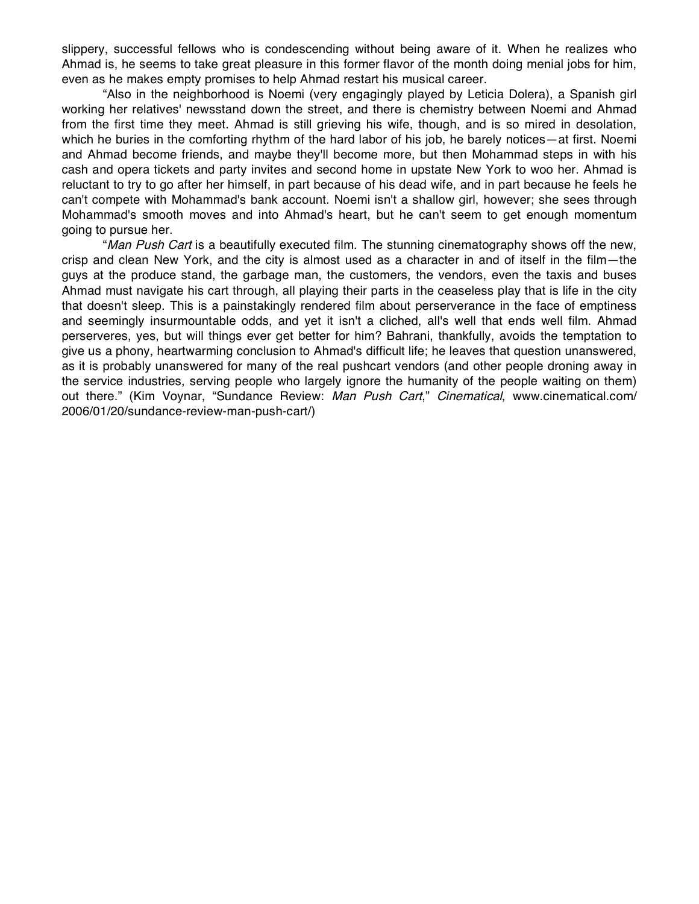slippery, successful fellows who is condescending without being aware of it. When he realizes who Ahmad is, he seems to take great pleasure in this former flavor of the month doing menial jobs for him, even as he makes empty promises to help Ahmad restart his musical career.

"Also in the neighborhood is Noemi (very engagingly played by Leticia Dolera), a Spanish girl working her relatives' newsstand down the street, and there is chemistry between Noemi and Ahmad from the first time they meet. Ahmad is still grieving his wife, though, and is so mired in desolation, which he buries in the comforting rhythm of the hard labor of his job, he barely notices—at first. Noemi and Ahmad become friends, and maybe they'll become more, but then Mohammad steps in with his cash and opera tickets and party invites and second home in upstate New York to woo her. Ahmad is reluctant to try to go after her himself, in part because of his dead wife, and in part because he feels he can't compete with Mohammad's bank account. Noemi isn't a shallow girl, however; she sees through Mohammad's smooth moves and into Ahmad's heart, but he can't seem to get enough momentum going to pursue her.

"*Man Push Cart* is a beautifully executed film. The stunning cinematography shows off the new, crisp and clean New York, and the city is almost used as a character in and of itself in the film—the guys at the produce stand, the garbage man, the customers, the vendors, even the taxis and buses Ahmad must navigate his cart through, all playing their parts in the ceaseless play that is life in the city that doesn't sleep. This is a painstakingly rendered film about perserverance in the face of emptiness and seemingly insurmountable odds, and yet it isn't a cliched, all's well that ends well film. Ahmad perserveres, yes, but will things ever get better for him? Bahrani, thankfully, avoids the temptation to give us a phony, heartwarming conclusion to Ahmad's difficult life; he leaves that question unanswered, as it is probably unanswered for many of the real pushcart vendors (and other people droning away in the service industries, serving people who largely ignore the humanity of the people waiting on them) out there." (Kim Voynar, "Sundance Review: *Man Push Cart*," *Cinematical*, www.cinematical.com/2006/01/20/sundance-review-man-push-cart/)